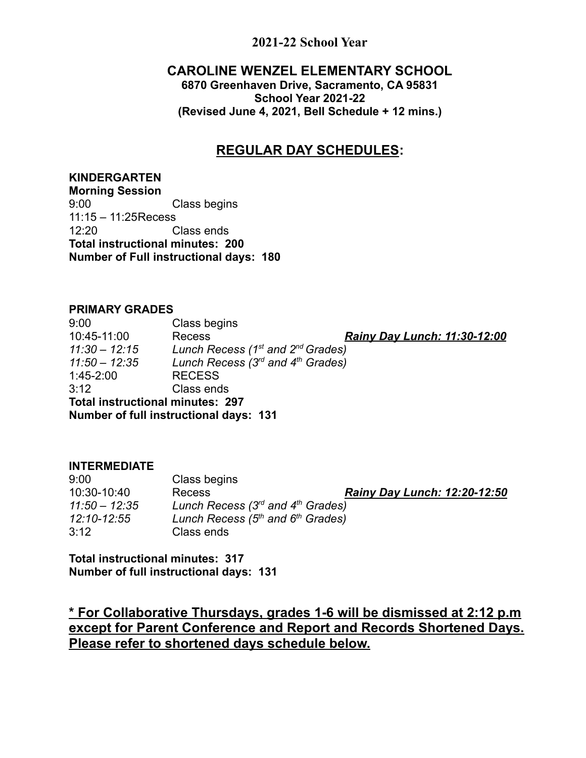**2021-22 School Year**

# CAROLINE WENZEL ELEMENTARY SCHOOL

**6870 Greenhaven Drive, Sacramento, CA 95831**
**School Year 2021-22**
**(Revised June 4, 2021, Bell Schedule + 12 mins.)**

## REGULAR DAY SCHEDULES:

**KINDERGARTEN**
**Morning Session**

9:00 Class begins
11:15 – 11:25 Recess
12:20 Class ends

**Total instructional minutes: 200**
**Number of Full instructional days: 180**

**PRIMARY GRADES**

9:00 Class begins
10:45-11:00 Recess ***Rainy Day Lunch: 11:30-12:00***
*11:30 – 12:15 Lunch Recess (1st and 2nd Grades)*
*11:50 – 12:35 Lunch Recess (3rd and 4th Grades)*
1:45-2:00 RECESS
3:12 Class ends

**Total instructional minutes: 297**
**Number of full instructional days: 131**

**INTERMEDIATE**

9:00 Class begins
10:30-10:40 Recess ***Rainy Day Lunch: 12:20-12:50***
*11:50 – 12:35 Lunch Recess (3rd and 4th Grades)*
*12:10-12:55 Lunch Recess (5th and 6th Grades)*
3:12 Class ends

**Total instructional minutes: 317**
**Number of full instructional days: 131**

**\* For Collaborative Thursdays, grades 1-6 will be dismissed at 2:12 p.m except for Parent Conference and Report and Records Shortened Days. Please refer to shortened days schedule below.**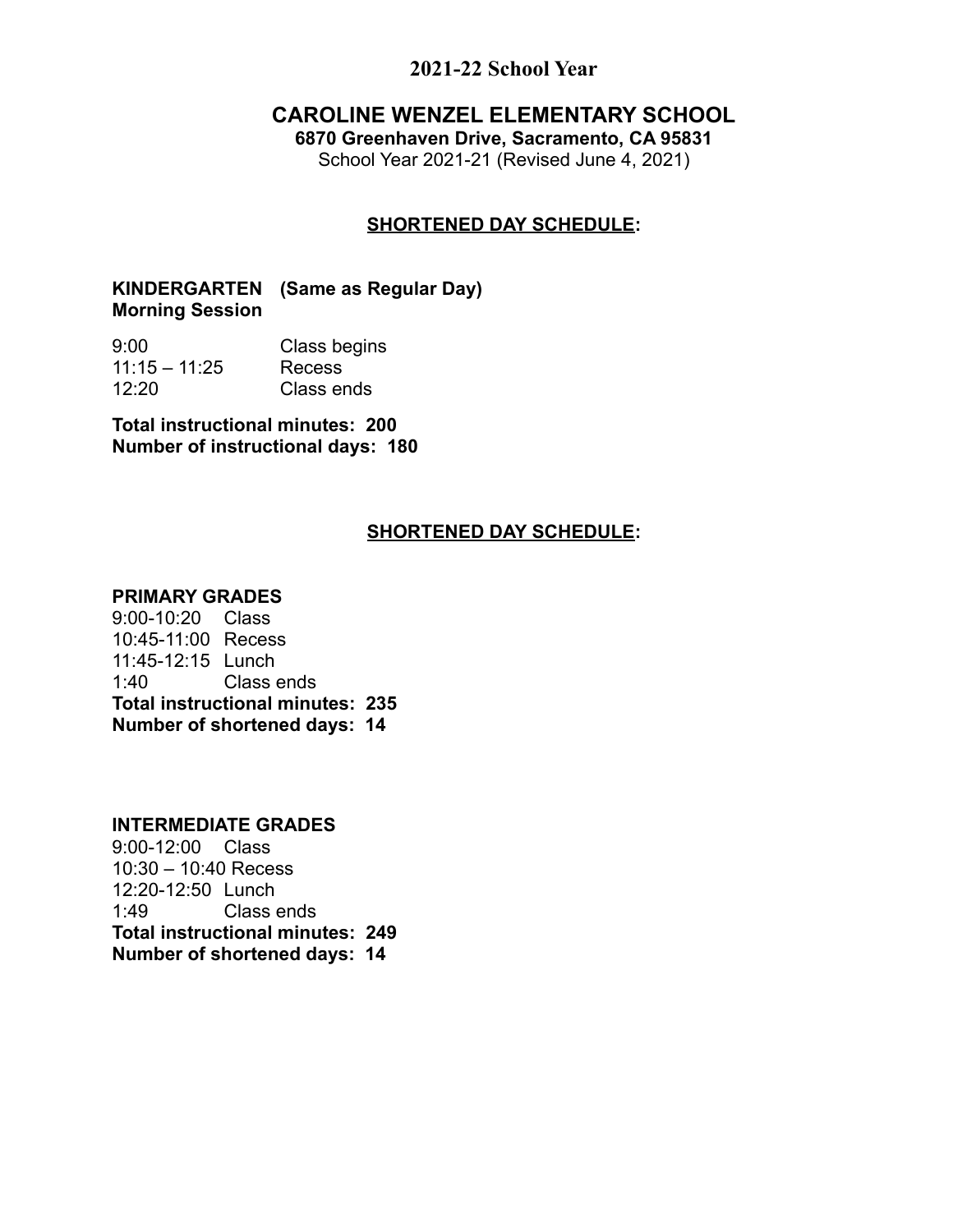# 2021-22 School Year

## CAROLINE WENZEL ELEMENTARY SCHOOL

**6870 Greenhaven Drive, Sacramento, CA 95831**

School Year 2021-21 (Revised June 4, 2021)

### SHORTENED DAY SCHEDULE:

**KINDERGARTEN (Same as Regular Day)**
**Morning Session**

| | |
|---|---|
| 9:00 | Class begins |
| 11:15 – 11:25 | Recess |
| 12:20 | Class ends |

**Total instructional minutes: 200**
**Number of instructional days: 180**

### SHORTENED DAY SCHEDULE:

**PRIMARY GRADES**

9:00-10:20 Class
10:45-11:00 Recess
11:45-12:15 Lunch
1:40 Class ends
**Total instructional minutes: 235**
**Number of shortened days: 14**

**INTERMEDIATE GRADES**

9:00-12:00 Class
10:30 – 10:40 Recess
12:20-12:50 Lunch
1:49 Class ends
**Total instructional minutes: 249**
**Number of shortened days: 14**